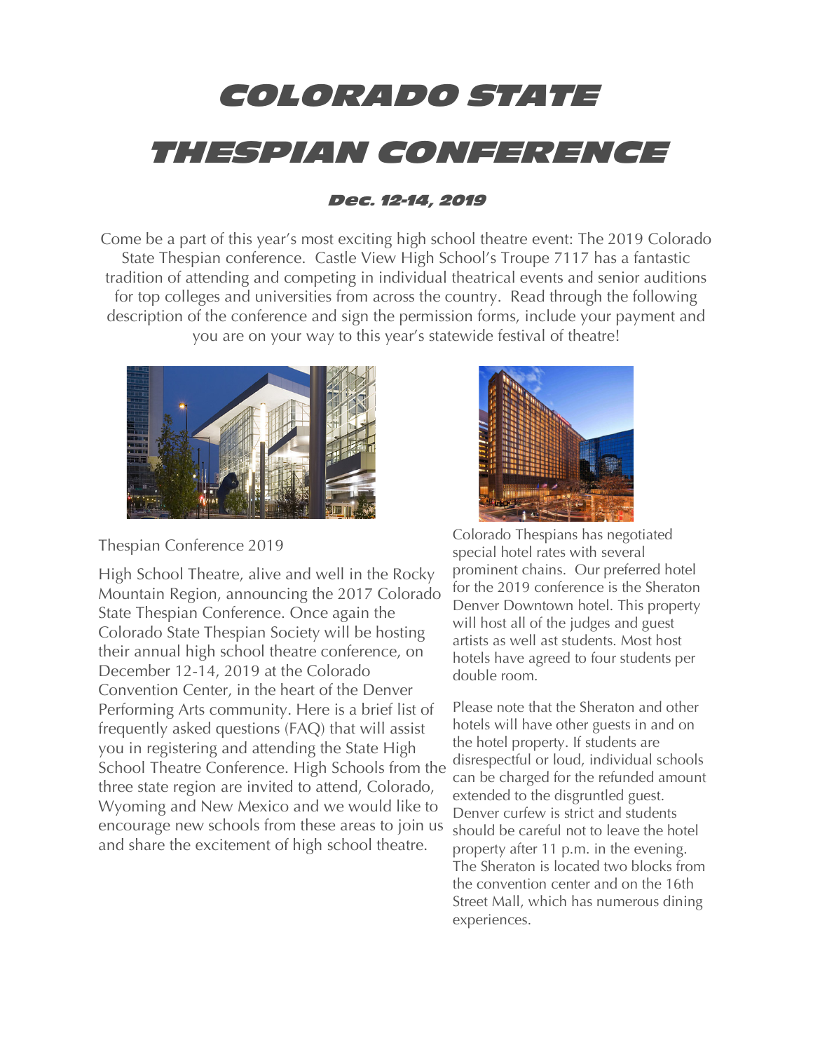# COLORADO STATE THESPIAN CONFERENCE

### Dec. 12-14, 2019

Come be a part of this year's most exciting high school theatre event: The 2019 Colorado State Thespian conference. Castle View High School's Troupe 7117 has a fantastic tradition of attending and competing in individual theatrical events and senior auditions for top colleges and universities from across the country. Read through the following description of the conference and sign the permission forms, include your payment and you are on your way to this year's statewide festival of theatre!

Thespian Conference 2019

High School Theatre, alive and well in the Rocky Mountain Region, announcing the 2017 Colorado State Thespian Conference. Once again the Colorado State Thespian Society will be hosting their annual high school theatre conference, on December 12-14, 2019 at the Colorado Convention Center, in the heart of the Denver Performing Arts community. Here is a brief list of frequently asked questions (FAQ) that will assist you in registering and attending the State High School Theatre Conference. High Schools from the three state region are invited to attend, Colorado, Wyoming and New Mexico and we would like to encourage new schools from these areas to join us and share the excitement of high school theatre.

Colorado Thespians has negotiated special hotel rates with several prominent chains. Our preferred hotel for the 2019 conference is the Sheraton Denver Downtown hotel. This property will host all of the judges and guest artists as well ast students. Most host hotels have agreed to four students per double room.

Please note that the Sheraton and other hotels will have other guests in and on the hotel property. If students are disrespectful or loud, individual schools can be charged for the refunded amount extended to the disgruntled guest. Denver curfew is strict and students should be careful not to leave the hotel property after 11 p.m. in the evening. The Sheraton is located two blocks from the convention center and on the 16th Street Mall, which has numerous dining experiences.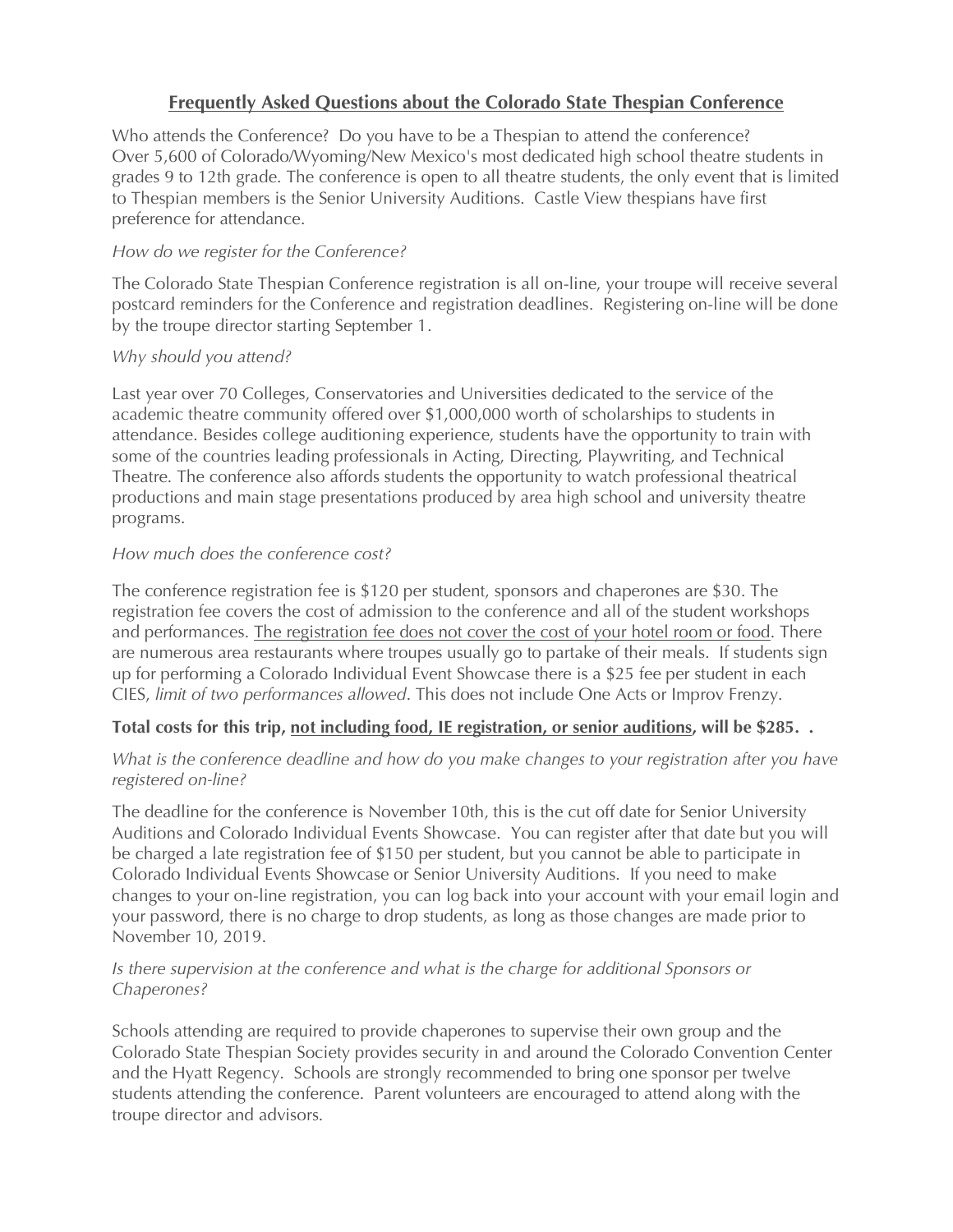## Frequently Asked Questions about the Colorado State Thespian Conference

Who attends the Conference? Do you have to be a Thespian to attend the conference?
Over 5,600 of Colorado/Wyoming/New Mexico's most dedicated high school theatre students in grades 9 to 12th grade. The conference is open to all theatre students, the only event that is limited to Thespian members is the Senior University Auditions. Castle View thespians have first preference for attendance.

*How do we register for the Conference?*

The Colorado State Thespian Conference registration is all on-line, your troupe will receive several postcard reminders for the Conference and registration deadlines. Registering on-line will be done by the troupe director starting September 1.

*Why should you attend?*

Last year over 70 Colleges, Conservatories and Universities dedicated to the service of the academic theatre community offered over $1,000,000 worth of scholarships to students in attendance. Besides college auditioning experience, students have the opportunity to train with some of the countries leading professionals in Acting, Directing, Playwriting, and Technical Theatre. The conference also affords students the opportunity to watch professional theatrical productions and main stage presentations produced by area high school and university theatre programs.

*How much does the conference cost?*

The conference registration fee is $120 per student, sponsors and chaperones are $30. The registration fee covers the cost of admission to the conference and all of the student workshops and performances. <u>The registration fee does not cover the cost of your hotel room or food</u>. There are numerous area restaurants where troupes usually go to partake of their meals. If students sign up for performing a Colorado Individual Event Showcase there is a $25 fee per student in each CIES, *limit of two performances allowed*. This does not include One Acts or Improv Frenzy.

**Total costs for this trip, <u>not including food, IE registration, or senior auditions</u>, will be $285. .**

*What is the conference deadline and how do you make changes to your registration after you have registered on-line?*

The deadline for the conference is November 10th, this is the cut off date for Senior University Auditions and Colorado Individual Events Showcase. You can register after that date but you will be charged a late registration fee of $150 per student, but you cannot be able to participate in Colorado Individual Events Showcase or Senior University Auditions. If you need to make changes to your on-line registration, you can log back into your account with your email login and your password, there is no charge to drop students, as long as those changes are made prior to November 10, 2019.

*Is there supervision at the conference and what is the charge for additional Sponsors or Chaperones?*

Schools attending are required to provide chaperones to supervise their own group and the Colorado State Thespian Society provides security in and around the Colorado Convention Center and the Hyatt Regency. Schools are strongly recommended to bring one sponsor per twelve students attending the conference. Parent volunteers are encouraged to attend along with the troupe director and advisors.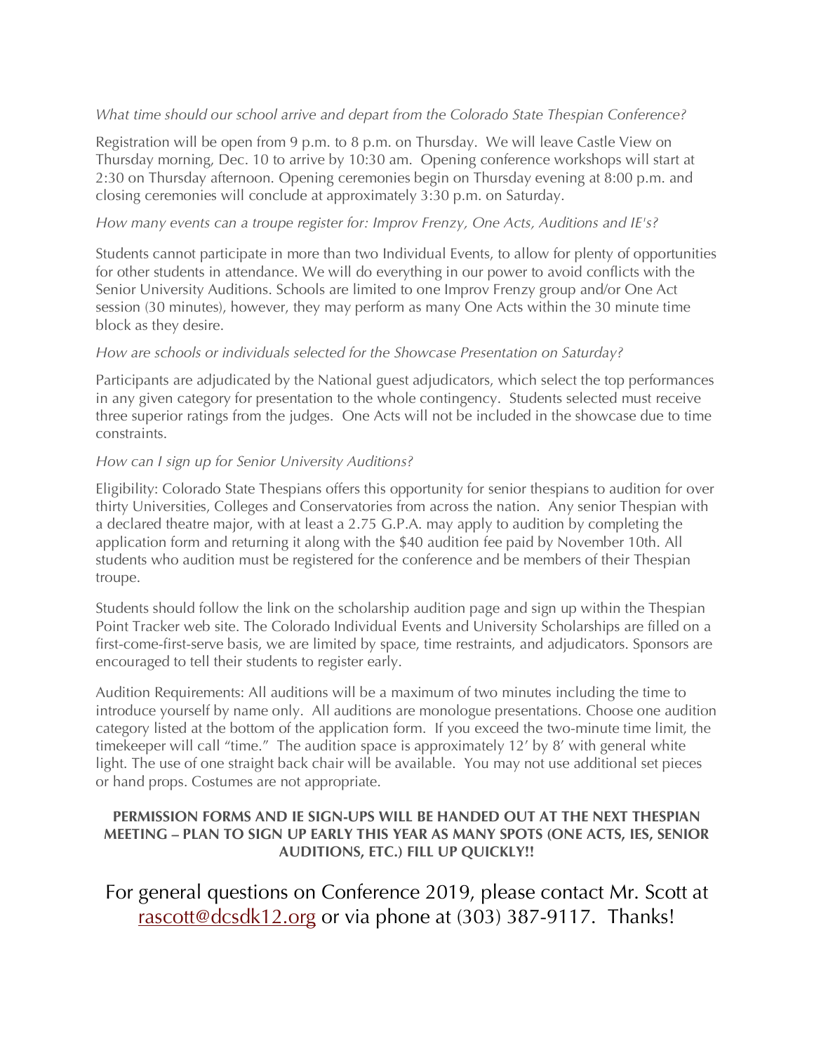*What time should our school arrive and depart from the Colorado State Thespian Conference?*

Registration will be open from 9 p.m. to 8 p.m. on Thursday. We will leave Castle View on Thursday morning, Dec. 10 to arrive by 10:30 am. Opening conference workshops will start at 2:30 on Thursday afternoon. Opening ceremonies begin on Thursday evening at 8:00 p.m. and closing ceremonies will conclude at approximately 3:30 p.m. on Saturday.

*How many events can a troupe register for: Improv Frenzy, One Acts, Auditions and IE's?*

Students cannot participate in more than two Individual Events, to allow for plenty of opportunities for other students in attendance. We will do everything in our power to avoid conflicts with the Senior University Auditions. Schools are limited to one Improv Frenzy group and/or One Act session (30 minutes), however, they may perform as many One Acts within the 30 minute time block as they desire.

*How are schools or individuals selected for the Showcase Presentation on Saturday?*

Participants are adjudicated by the National guest adjudicators, which select the top performances in any given category for presentation to the whole contingency. Students selected must receive three superior ratings from the judges. One Acts will not be included in the showcase due to time constraints.

*How can I sign up for Senior University Auditions?*

Eligibility: Colorado State Thespians offers this opportunity for senior thespians to audition for over thirty Universities, Colleges and Conservatories from across the nation. Any senior Thespian with a declared theatre major, with at least a 2.75 G.P.A. may apply to audition by completing the application form and returning it along with the $40 audition fee paid by November 10th. All students who audition must be registered for the conference and be members of their Thespian troupe.

Students should follow the link on the scholarship audition page and sign up within the Thespian Point Tracker web site. The Colorado Individual Events and University Scholarships are filled on a first-come-first-serve basis, we are limited by space, time restraints, and adjudicators. Sponsors are encouraged to tell their students to register early.

Audition Requirements: All auditions will be a maximum of two minutes including the time to introduce yourself by name only. All auditions are monologue presentations. Choose one audition category listed at the bottom of the application form. If you exceed the two-minute time limit, the timekeeper will call "time." The audition space is approximately 12' by 8' with general white light. The use of one straight back chair will be available. You may not use additional set pieces or hand props. Costumes are not appropriate.

**PERMISSION FORMS AND IE SIGN-UPS WILL BE HANDED OUT AT THE NEXT THESPIAN MEETING – PLAN TO SIGN UP EARLY THIS YEAR AS MANY SPOTS (ONE ACTS, IES, SENIOR AUDITIONS, ETC.) FILL UP QUICKLY!!**

For general questions on Conference 2019, please contact Mr. Scott at rascott@dcsdk12.org or via phone at (303) 387-9117. Thanks!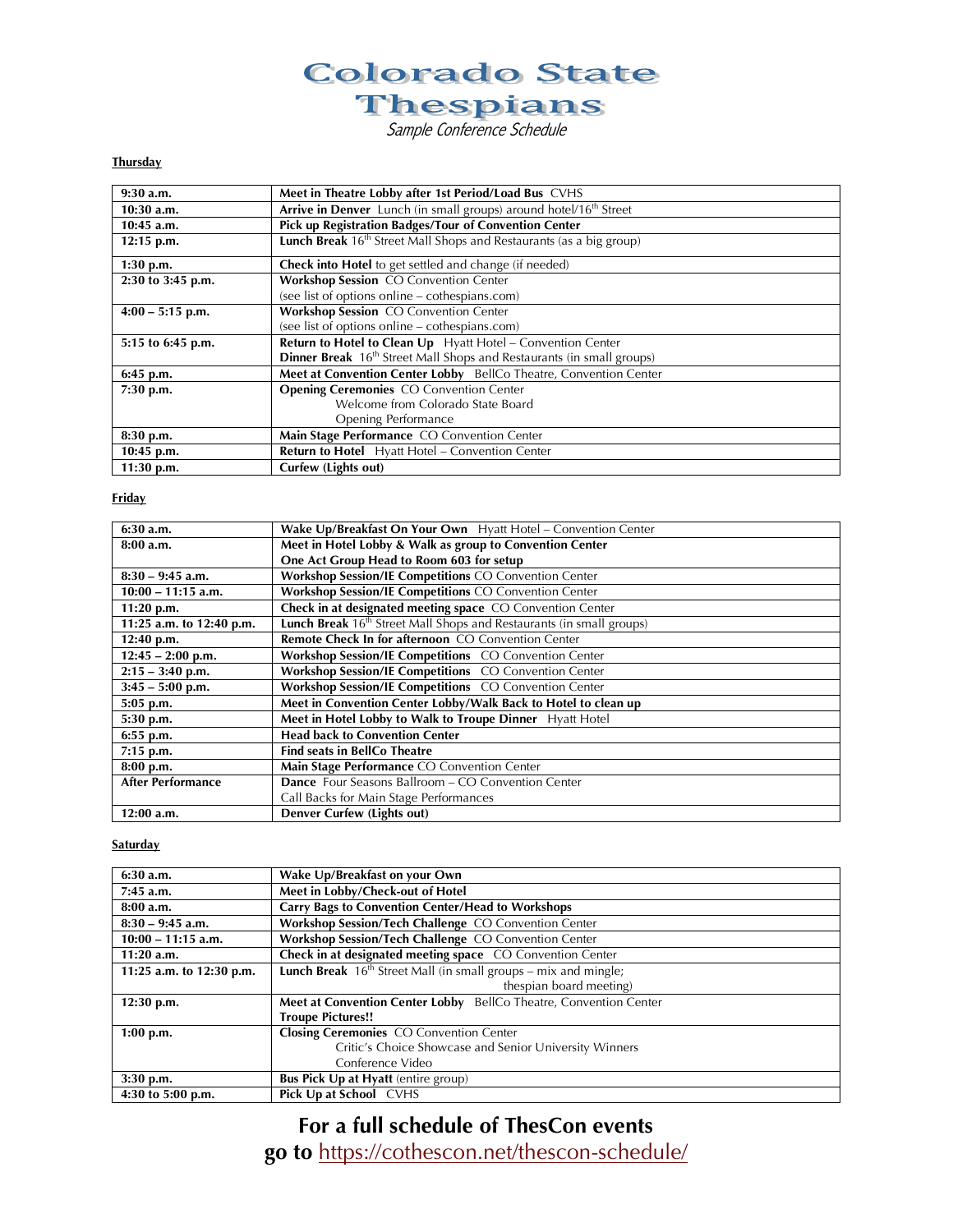# Colorado State Thespians

*Sample Conference Schedule*

**Thursday**

| | |
|---|---|
| **9:30 a.m.** | **Meet in Theatre Lobby after 1st Period/Load Bus** CVHS |
| **10:30 a.m.** | **Arrive in Denver** Lunch (in small groups) around hotel/16th Street |
| **10:45 a.m.** | **Pick up Registration Badges/Tour of Convention Center** |
| **12:15 p.m.** | **Lunch Break** 16th Street Mall Shops and Restaurants (as a big group) |
| **1:30 p.m.** | **Check into Hotel** to get settled and change (if needed) |
| **2:30 to 3:45 p.m.** | **Workshop Session** CO Convention Center<br>(see list of options online – cothespians.com) |
| **4:00 – 5:15 p.m.** | **Workshop Session** CO Convention Center<br>(see list of options online – cothespians.com) |
| **5:15 to 6:45 p.m.** | **Return to Hotel to Clean Up** Hyatt Hotel – Convention Center<br>**Dinner Break** 16th Street Mall Shops and Restaurants (in small groups) |
| **6:45 p.m.** | **Meet at Convention Center Lobby** BellCo Theatre, Convention Center |
| **7:30 p.m.** | **Opening Ceremonies** CO Convention Center<br>Welcome from Colorado State Board<br>Opening Performance |
| **8:30 p.m.** | **Main Stage Performance** CO Convention Center |
| **10:45 p.m.** | **Return to Hotel** Hyatt Hotel – Convention Center |
| **11:30 p.m.** | **Curfew (Lights out)** |

**Friday**

| | |
|---|---|
| **6:30 a.m.** | **Wake Up/Breakfast On Your Own** Hyatt Hotel – Convention Center |
| **8:00 a.m.** | **Meet in Hotel Lobby & Walk as group to Convention Center**<br>**One Act Group Head to Room 603 for setup** |
| **8:30 – 9:45 a.m.** | **Workshop Session/IE Competitions** CO Convention Center |
| **10:00 – 11:15 a.m.** | **Workshop Session/IE Competitions** CO Convention Center |
| **11:20 p.m.** | **Check in at designated meeting space** CO Convention Center |
| **11:25 a.m. to 12:40 p.m.** | **Lunch Break** 16th Street Mall Shops and Restaurants (in small groups) |
| **12:40 p.m.** | **Remote Check In for afternoon** CO Convention Center |
| **12:45 – 2:00 p.m.** | **Workshop Session/IE Competitions** CO Convention Center |
| **2:15 – 3:40 p.m.** | **Workshop Session/IE Competitions** CO Convention Center |
| **3:45 – 5:00 p.m.** | **Workshop Session/IE Competitions** CO Convention Center |
| **5:05 p.m.** | **Meet in Convention Center Lobby/Walk Back to Hotel to clean up** |
| **5:30 p.m.** | **Meet in Hotel Lobby to Walk to Troupe Dinner** Hyatt Hotel |
| **6:55 p.m.** | **Head back to Convention Center** |
| **7:15 p.m.** | **Find seats in BellCo Theatre** |
| **8:00 p.m.** | **Main Stage Performance** CO Convention Center |
| **After Performance** | **Dance** Four Seasons Ballroom – CO Convention Center<br>Call Backs for Main Stage Performances |
| **12:00 a.m.** | **Denver Curfew (Lights out)** |

**Saturday**

| | |
|---|---|
| **6:30 a.m.** | **Wake Up/Breakfast on your Own** |
| **7:45 a.m.** | **Meet in Lobby/Check-out of Hotel** |
| **8:00 a.m.** | **Carry Bags to Convention Center/Head to Workshops** |
| **8:30 – 9:45 a.m.** | **Workshop Session/Tech Challenge** CO Convention Center |
| **10:00 – 11:15 a.m.** | **Workshop Session/Tech Challenge** CO Convention Center |
| **11:20 a.m.** | **Check in at designated meeting space** CO Convention Center |
| **11:25 a.m. to 12:30 p.m.** | **Lunch Break** 16th Street Mall (in small groups – mix and mingle; thespian board meeting) |
| **12:30 p.m.** | **Meet at Convention Center Lobby** BellCo Theatre, Convention Center<br>**Troupe Pictures!!** |
| **1:00 p.m.** | **Closing Ceremonies** CO Convention Center<br>Critic's Choice Showcase and Senior University Winners<br>Conference Video |
| **3:30 p.m.** | **Bus Pick Up at Hyatt** (entire group) |
| **4:30 to 5:00 p.m.** | **Pick Up at School** CVHS |

**For a full schedule of ThesCon events go to https://cothescon.net/thescon-schedule/**